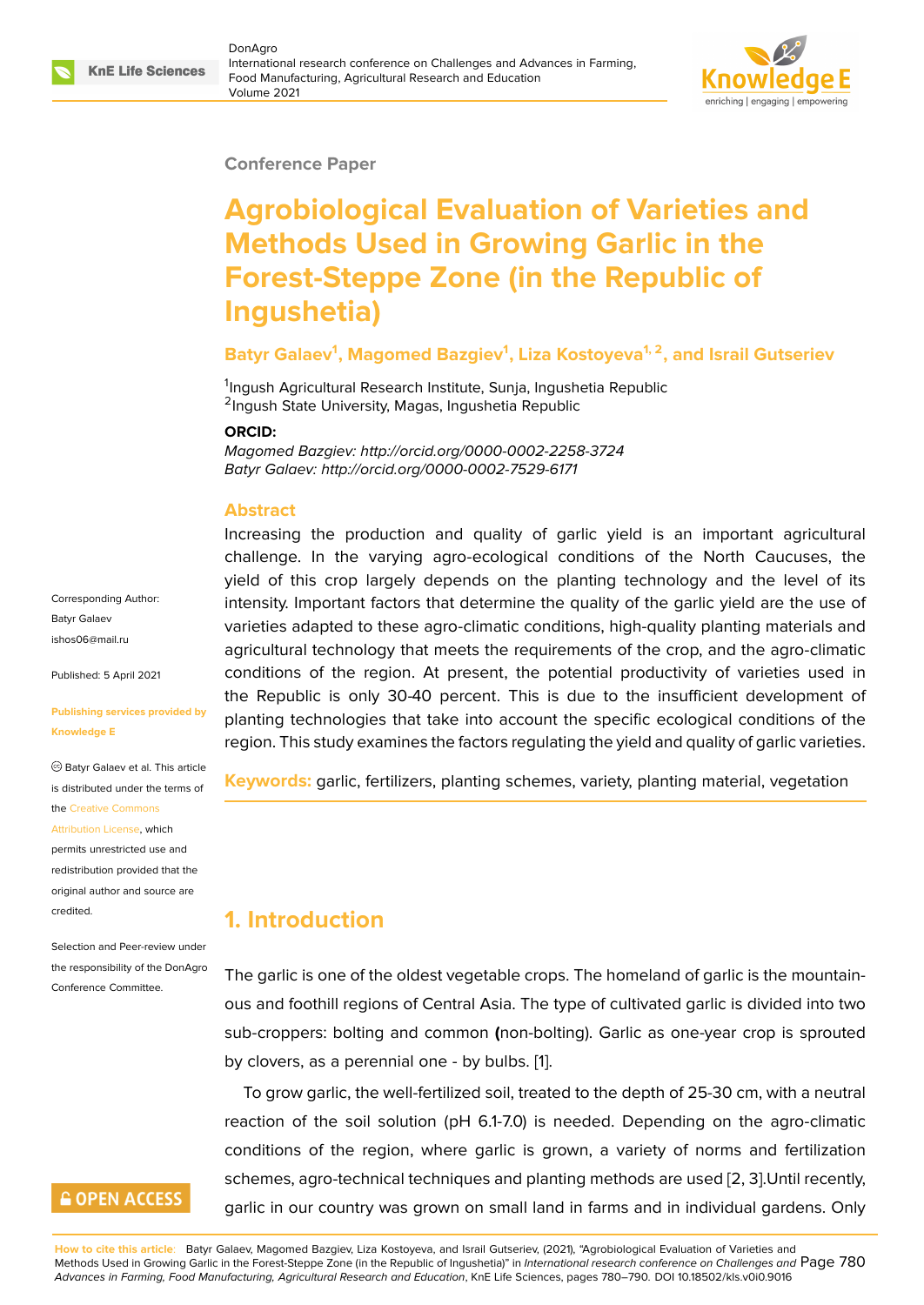Conference Paper

# Agrobiological Evaluation of Varieties and Methods Used in Growing Garlic in the Forest-Steppe Zone (in the Republic of Ingushetia)

**Batyr Galaev[1], Magomed Bazgiev[1], Liza Kostoyeva[1, 2], and Israil Gutseriev**

[1]Ingush Agricultural Research Institute, Sunja, Ingushetia Republic
[2]Ingush State University, Magas, Ingushetia Republic

**ORCID:**
*Magomed Bazgiev: http://orcid.org/0000-0002-2258-3724*
*Batyr Galaev: http://orcid.org/0000-0002-7529-6171*

Corresponding Author: Batyr Galaev ishos06@mail.ru

Published: 5 April 2021

Publishing services provided by Knowledge E

Batyr Galaev et al. This article is distributed under the terms of the Creative Commons Attribution License, which permits unrestricted use and redistribution provided that the original author and source are credited.

Selection and Peer-review under the responsibility of the DonAgro Conference Committee.

## Abstract

Increasing the production and quality of garlic yield is an important agricultural challenge. In the varying agro-ecological conditions of the North Caucuses, the yield of this crop largely depends on the planting technology and the level of its intensity. Important factors that determine the quality of the garlic yield are the use of varieties adapted to these agro-climatic conditions, high-quality planting materials and agricultural technology that meets the requirements of the crop, and the agro-climatic conditions of the region. At present, the potential productivity of varieties used in the Republic is only 30-40 percent. This is due to the insufficient development of planting technologies that take into account the specific ecological conditions of the region. This study examines the factors regulating the yield and quality of garlic varieties.

**Keywords:** garlic, fertilizers, planting schemes, variety, planting material, vegetation

## 1. Introduction

The garlic is one of the oldest vegetable crops. The homeland of garlic is the mountainous and foothill regions of Central Asia. The type of cultivated garlic is divided into two sub-croppers: bolting and common **(**non-bolting). Garlic as one-year crop is sprouted by clovers, as a perennial one - by bulbs. [1].

To grow garlic, the well-fertilized soil, treated to the depth of 25-30 cm, with a neutral reaction of the soil solution (pH 6.1-7.0) is needed. Depending on the agro-climatic conditions of the region, where garlic is grown, a variety of norms and fertilization schemes, agro-technical techniques and planting methods are used [2, 3].Until recently, garlic in our country was grown on small land in farms and in individual gardens. Only

**How to cite this article**: Batyr Galaev, Magomed Bazgiev, Liza Kostoyeva, and Israil Gutseriev, (2021), "Agrobiological Evaluation of Varieties and Methods Used in Growing Garlic in the Forest-Steppe Zone (in the Republic of Ingushetia)" in *International research conference on Challenges and Advances in Farming, Food Manufacturing, Agricultural Research and Education*, KnE Life Sciences, pages 780–790. DOI 10.18502/kls.v0i0.9016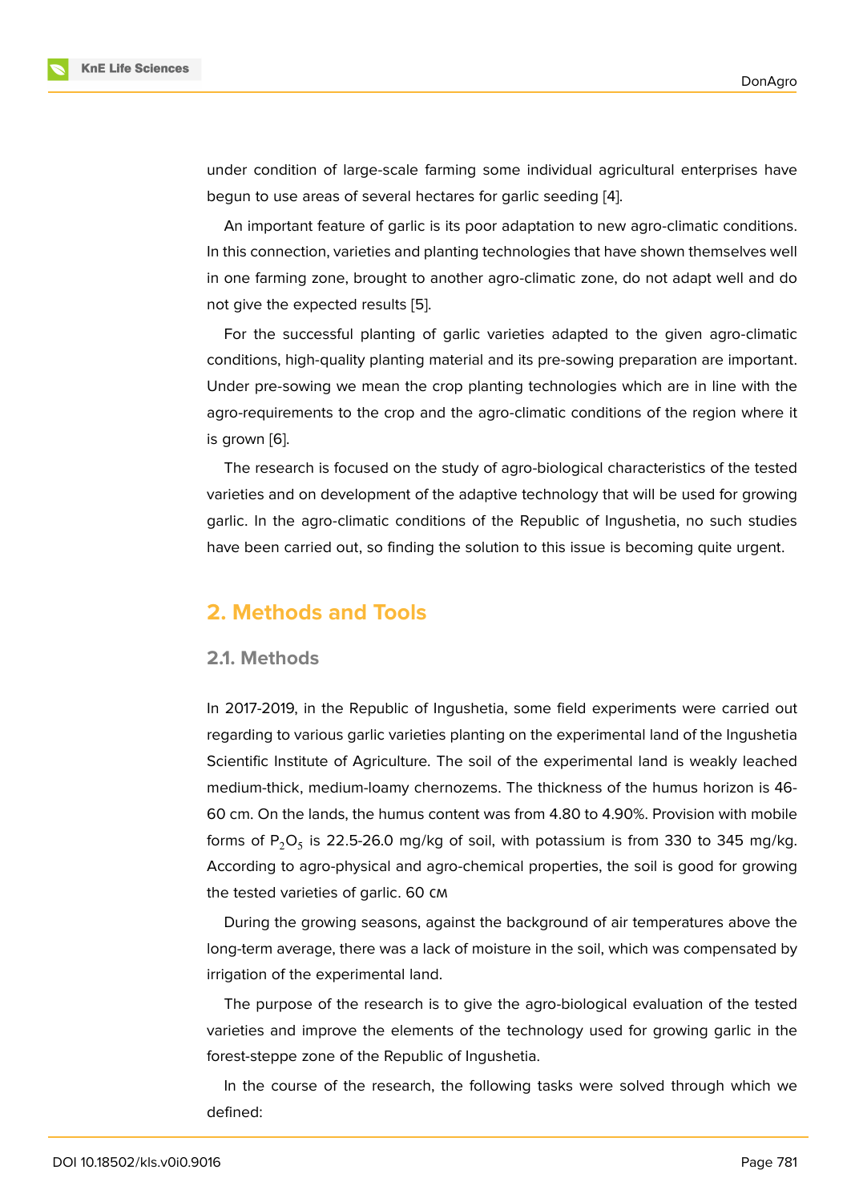under condition of large-scale farming some individual agricultural enterprises have begun to use areas of several hectares for garlic seeding [4].

An important feature of garlic is its poor adaptation to new agro-climatic conditions. In this connection, varieties and planting technologies that have shown themselves well in one farming zone, brought to another agro-climatic zone, do not adapt well and do not give the expected results [5].

For the successful planting of garlic varieties adapted to the given agro-climatic conditions, high-quality planting material and its pre-sowing preparation are important. Under pre-sowing we mean the crop planting technologies which are in line with the agro-requirements to the crop and the agro-climatic conditions of the region where it is grown [6].

The research is focused on the study of agro-biological characteristics of the tested varieties and on development of the adaptive technology that will be used for growing garlic. In the agro-climatic conditions of the Republic of Ingushetia, no such studies have been carried out, so finding the solution to this issue is becoming quite urgent.

## 2. Methods and Tools

### 2.1. Methods

In 2017-2019, in the Republic of Ingushetia, some field experiments were carried out regarding to various garlic varieties planting on the experimental land of the Ingushetia Scientific Institute of Agriculture. The soil of the experimental land is weakly leached medium-thick, medium-loamy chernozems. The thickness of the humus horizon is 46-60 cm. On the lands, the humus content was from 4.80 to 4.90%. Provision with mobile forms of $P_2O_5$ is 22.5-26.0 mg/kg of soil, with potassium is from 330 to 345 mg/kg. According to agro-physical and agro-chemical properties, the soil is good for growing the tested varieties of garlic. 60 см

During the growing seasons, against the background of air temperatures above the long-term average, there was a lack of moisture in the soil, which was compensated by irrigation of the experimental land.

The purpose of the research is to give the agro-biological evaluation of the tested varieties and improve the elements of the technology used for growing garlic in the forest-steppe zone of the Republic of Ingushetia.

In the course of the research, the following tasks were solved through which we defined: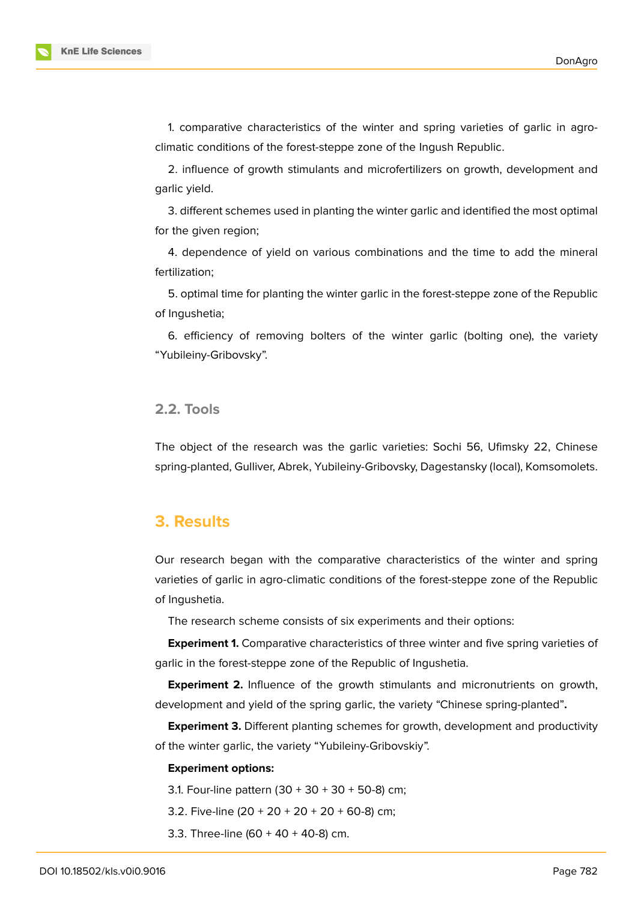1. comparative characteristics of the winter and spring varieties of garlic in agro-climatic conditions of the forest-steppe zone of the Ingush Republic.

2. influence of growth stimulants and microfertilizers on growth, development and garlic yield.

3. different schemes used in planting the winter garlic and identified the most optimal for the given region;

4. dependence of yield on various combinations and the time to add the mineral fertilization;

5. optimal time for planting the winter garlic in the forest-steppe zone of the Republic of Ingushetia;

6. efficiency of removing bolters of the winter garlic (bolting one), the variety "Yubileiny-Gribovsky".

### 2.2. Tools

The object of the research was the garlic varieties: Sochi 56, Ufimsky 22, Chinese spring-planted, Gulliver, Abrek, Yubileiny-Gribovsky, Dagestansky (local), Komsomolets.

## 3. Results

Our research began with the comparative characteristics of the winter and spring varieties of garlic in agro-climatic conditions of the forest-steppe zone of the Republic of Ingushetia.

The research scheme consists of six experiments and their options:

**Experiment 1.** Comparative characteristics of three winter and five spring varieties of garlic in the forest-steppe zone of the Republic of Ingushetia.

**Experiment 2.** Influence of the growth stimulants and micronutrients on growth, development and yield of the spring garlic, the variety "Chinese spring-planted"**.**

**Experiment 3.** Different planting schemes for growth, development and productivity of the winter garlic, the variety "Yubileiny-Gribovskiy".

**Experiment options:**

3.1. Four-line pattern (30 + 30 + 30 + 50-8) cm;

3.2. Five-line (20 + 20 + 20 + 20 + 60-8) cm;

3.3. Three-line (60 + 40 + 40-8) cm.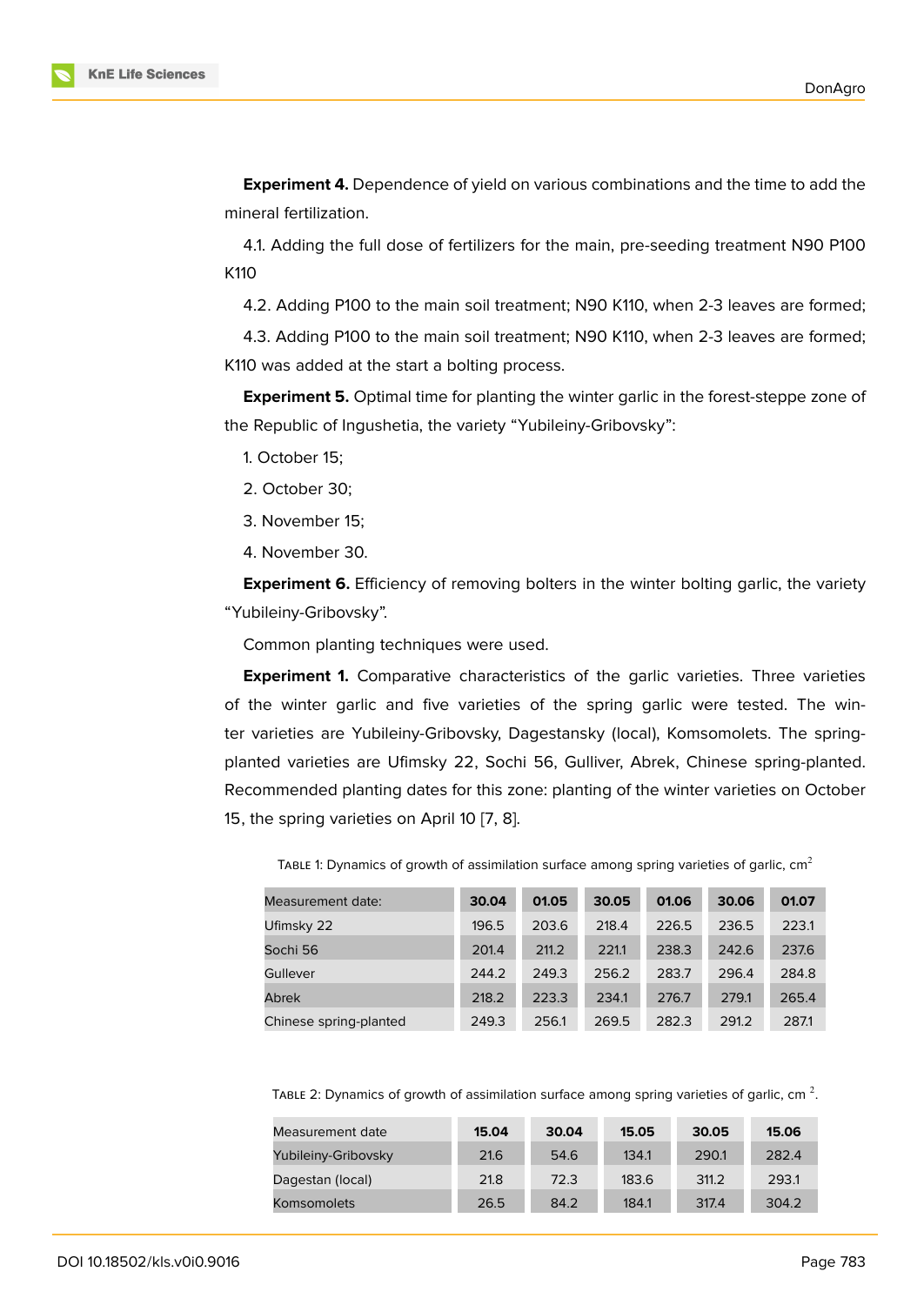**Experiment 4.** Dependence of yield on various combinations and the time to add the mineral fertilization.

4.1. Adding the full dose of fertilizers for the main, pre-seeding treatment N90 P100 K110

4.2. Adding P100 to the main soil treatment; N90 K110, when 2-3 leaves are formed;

4.3. Adding P100 to the main soil treatment; N90 K110, when 2-3 leaves are formed; K110 was added at the start a bolting process.

**Experiment 5.** Optimal time for planting the winter garlic in the forest-steppe zone of the Republic of Ingushetia, the variety "Yubileiny-Gribovsky":

1. October 15;
2. October 30;
3. November 15;
4. November 30.

**Experiment 6.** Efficiency of removing bolters in the winter bolting garlic, the variety "Yubileiny-Gribovsky".

Common planting techniques were used.

**Experiment 1.** Comparative characteristics of the garlic varieties. Three varieties of the winter garlic and five varieties of the spring garlic were tested. The winter varieties are Yubileiny-Gribovsky, Dagestansky (local), Komsomolets. The spring-planted varieties are Ufimsky 22, Sochi 56, Gulliver, Abrek, Chinese spring-planted. Recommended planting dates for this zone: planting of the winter varieties on October 15, the spring varieties on April 10 [7, 8].

Table 1: Dynamics of growth of assimilation surface among spring varieties of garlic, $cm^2$

| Measurement date: | **30.04** | **01.05** | **30.05** | **01.06** | **30.06** | **01.07** |
|---|---|---|---|---|---|---|
| Ufimsky 22 | 196.5 | 203.6 | 218.4 | 226.5 | 236.5 | 223.1 |
| Sochi 56 | 201.4 | 211.2 | 221.1 | 238.3 | 242.6 | 237.6 |
| Gullever | 244.2 | 249.3 | 256.2 | 283.7 | 296.4 | 284.8 |
| Abrek | 218.2 | 223.3 | 234.1 | 276.7 | 279.1 | 265.4 |
| Chinese spring-planted | 249.3 | 256.1 | 269.5 | 282.3 | 291.2 | 287.1 |

Table 2: Dynamics of growth of assimilation surface among spring varieties of garlic, $cm^2$.

| Measurement date | **15.04** | **30.04** | **15.05** | **30.05** | **15.06** |
|---|---|---|---|---|---|
| Yubileiny-Gribovsky | 21.6 | 54.6 | 134.1 | 290.1 | 282.4 |
| Dagestan (local) | 21.8 | 72.3 | 183.6 | 311.2 | 293.1 |
| Komsomolets | 26.5 | 84.2 | 184.1 | 317.4 | 304.2 |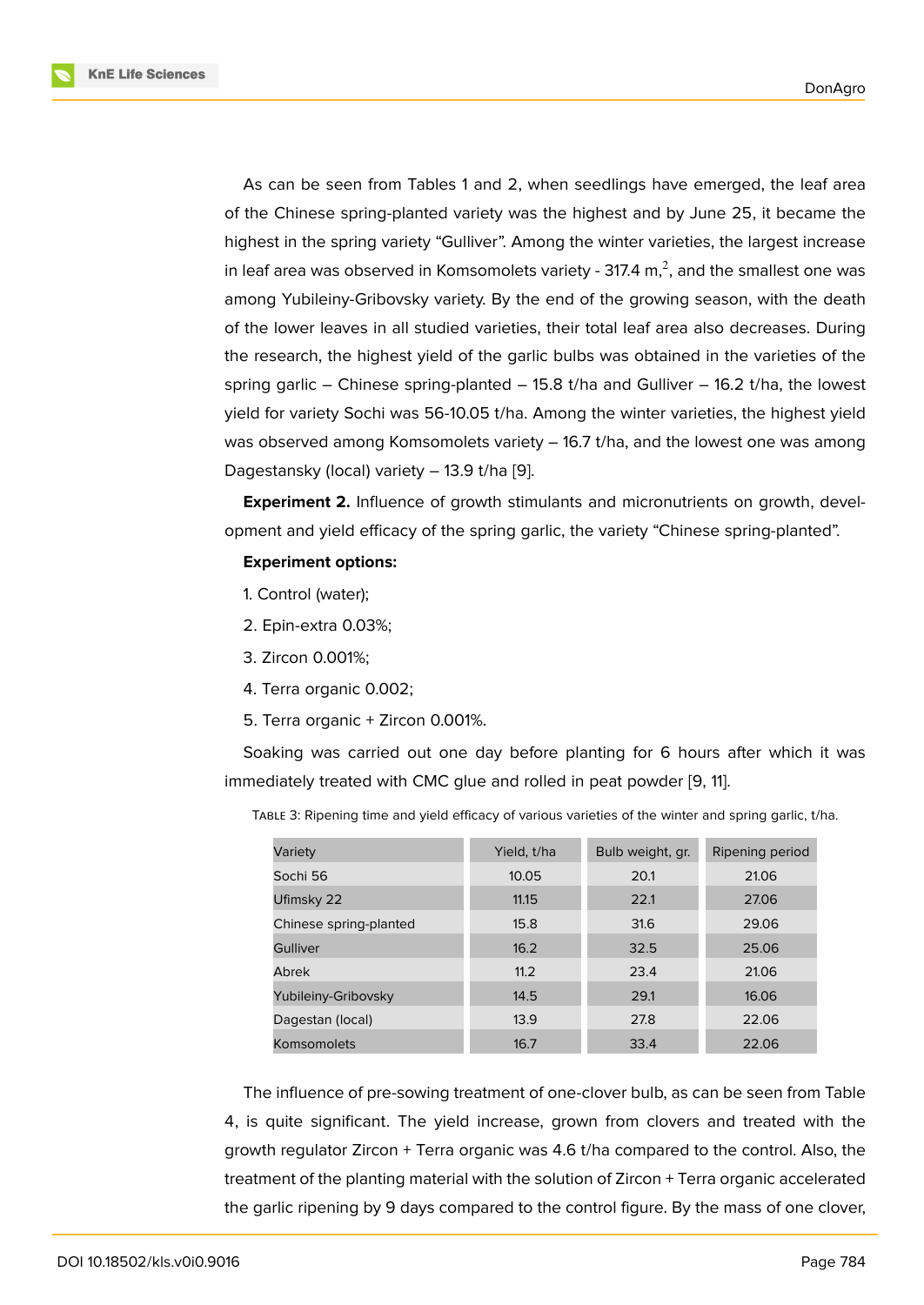As can be seen from Tables 1 and 2, when seedlings have emerged, the leaf area of the Chinese spring-planted variety was the highest and by June 25, it became the highest in the spring variety "Gulliver". Among the winter varieties, the largest increase in leaf area was observed in Komsomolets variety - 317.4 $m^2$, and the smallest one was among Yubileiny-Gribovsky variety. By the end of the growing season, with the death of the lower leaves in all studied varieties, their total leaf area also decreases. During the research, the highest yield of the garlic bulbs was obtained in the varieties of the spring garlic – Chinese spring-planted – 15.8 t/ha and Gulliver – 16.2 t/ha, the lowest yield for variety Sochi was 56-10.05 t/ha. Among the winter varieties, the highest yield was observed among Komsomolets variety – 16.7 t/ha, and the lowest one was among Dagestansky (local) variety – 13.9 t/ha [9].

**Experiment 2.** Influence of growth stimulants and micronutrients on growth, development and yield efficacy of the spring garlic, the variety "Chinese spring-planted".

**Experiment options:**

1. Control (water);
2. Epin-extra 0.03%;
3. Zircon 0.001%;
4. Terra organic 0.002;
5. Terra organic + Zircon 0.001%.

Soaking was carried out one day before planting for 6 hours after which it was immediately treated with CMC glue and rolled in peat powder [9, 11].

Table 3: Ripening time and yield efficacy of various varieties of the winter and spring garlic, t/ha.

| Variety | Yield, t/ha | Bulb weight, gr. | Ripening period |
|---|---|---|---|
| Sochi 56 | 10.05 | 20.1 | 21.06 |
| Ufimsky 22 | 11.15 | 22.1 | 27.06 |
| Chinese spring-planted | 15.8 | 31.6 | 29.06 |
| Gulliver | 16.2 | 32.5 | 25.06 |
| Abrek | 11.2 | 23.4 | 21.06 |
| Yubileiny-Gribovsky | 14.5 | 29.1 | 16.06 |
| Dagestan (local) | 13.9 | 27.8 | 22.06 |
| Komsomolets | 16.7 | 33.4 | 22.06 |

The influence of pre-sowing treatment of one-clover bulb, as can be seen from Table 4, is quite significant. The yield increase, grown from clovers and treated with the growth regulator Zircon + Terra organic was 4.6 t/ha compared to the control. Also, the treatment of the planting material with the solution of Zircon + Terra organic accelerated the garlic ripening by 9 days compared to the control figure. By the mass of one clover,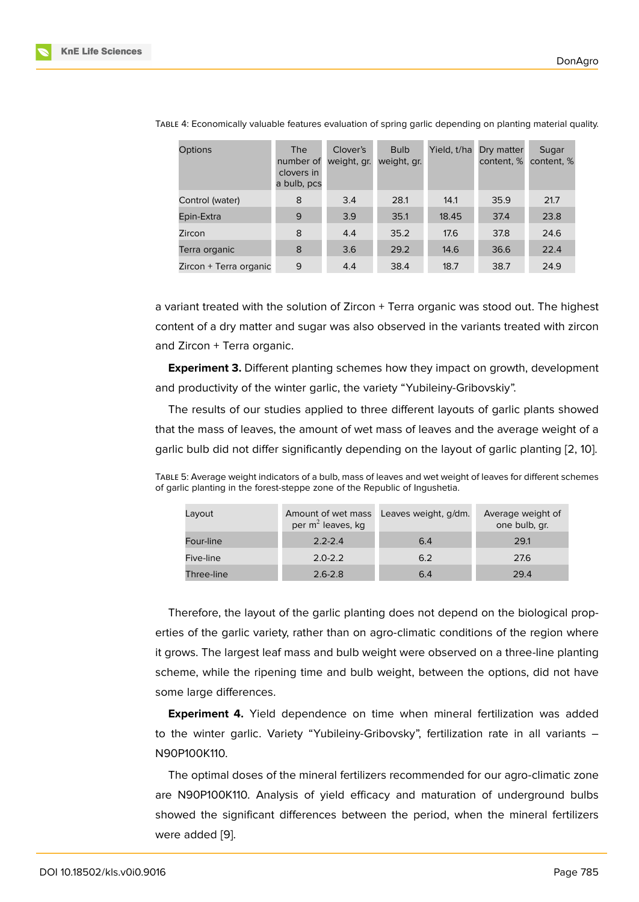TABLE 4: Economically valuable features evaluation of spring garlic depending on planting material quality.

| Options | The number of clovers in a bulb, pcs | Clover's weight, gr. | Bulb weight, gr. | Yield, t/ha | Dry matter content, % | Sugar content, % |
|---|---|---|---|---|---|---|
| Control (water) | 8 | 3.4 | 28.1 | 14.1 | 35.9 | 21.7 |
| Epin-Extra | 9 | 3.9 | 35.1 | 18.45 | 37.4 | 23.8 |
| Zircon | 8 | 4.4 | 35.2 | 17.6 | 37.8 | 24.6 |
| Terra organic | 8 | 3.6 | 29.2 | 14.6 | 36.6 | 22.4 |
| Zircon + Terra organic | 9 | 4.4 | 38.4 | 18.7 | 38.7 | 24.9 |

a variant treated with the solution of Zircon + Terra organic was stood out. The highest content of a dry matter and sugar was also observed in the variants treated with zircon and Zircon + Terra organic.

**Experiment 3.** Different planting schemes how they impact on growth, development and productivity of the winter garlic, the variety "Yubileiny-Gribovskiy".

The results of our studies applied to three different layouts of garlic plants showed that the mass of leaves, the amount of wet mass of leaves and the average weight of a garlic bulb did not differ significantly depending on the layout of garlic planting [2, 10].

TABLE 5: Average weight indicators of a bulb, mass of leaves and wet weight of leaves for different schemes of garlic planting in the forest-steppe zone of the Republic of Ingushetia.

| Layout | Amount of wet mass per $m^2$ leaves, kg | Leaves weight, g/dm. | Average weight of one bulb, gr. |
|---|---|---|---|
| Four-line | 2.2-2.4 | 6.4 | 29.1 |
| Five-line | 2.0-2.2 | 6.2 | 27.6 |
| Three-line | 2.6-2.8 | 6.4 | 29.4 |

Therefore, the layout of the garlic planting does not depend on the biological properties of the garlic variety, rather than on agro-climatic conditions of the region where it grows. The largest leaf mass and bulb weight were observed on a three-line planting scheme, while the ripening time and bulb weight, between the options, did not have some large differences.

**Experiment 4.** Yield dependence on time when mineral fertilization was added to the winter garlic. Variety "Yubileiny-Gribovsky", fertilization rate in all variants – N90P100K110.

The optimal doses of the mineral fertilizers recommended for our agro-climatic zone are N90P100K110. Analysis of yield efficacy and maturation of underground bulbs showed the significant differences between the period, when the mineral fertilizers were added [9].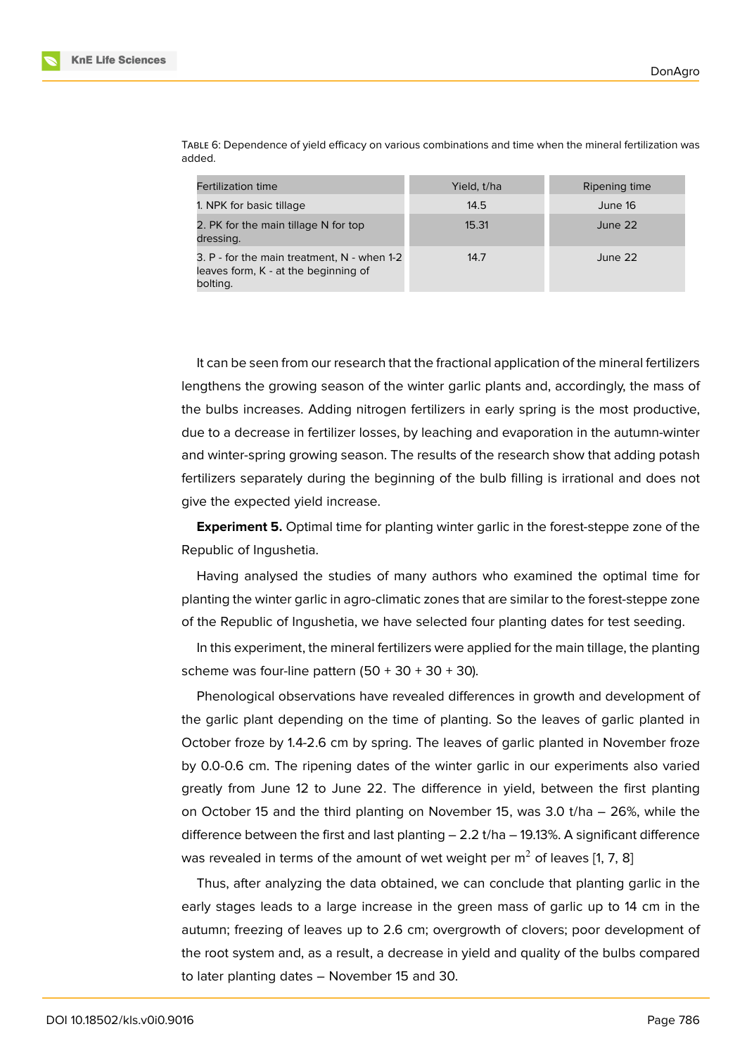Table 6: Dependence of yield efficacy on various combinations and time when the mineral fertilization was added.

| Fertilization time | Yield, t/ha | Ripening time |
| --- | --- | --- |
| 1. NPK for basic tillage | 14.5 | June 16 |
| 2. PK for the main tillage N for top dressing. | 15.31 | June 22 |
| 3. P - for the main treatment, N - when 1-2 leaves form, K - at the beginning of bolting. | 14.7 | June 22 |

It can be seen from our research that the fractional application of the mineral fertilizers lengthens the growing season of the winter garlic plants and, accordingly, the mass of the bulbs increases. Adding nitrogen fertilizers in early spring is the most productive, due to a decrease in fertilizer losses, by leaching and evaporation in the autumn-winter and winter-spring growing season. The results of the research show that adding potash fertilizers separately during the beginning of the bulb filling is irrational and does not give the expected yield increase.

**Experiment 5.** Optimal time for planting winter garlic in the forest-steppe zone of the Republic of Ingushetia.

Having analysed the studies of many authors who examined the optimal time for planting the winter garlic in agro-climatic zones that are similar to the forest-steppe zone of the Republic of Ingushetia, we have selected four planting dates for test seeding.

In this experiment, the mineral fertilizers were applied for the main tillage, the planting scheme was four-line pattern (50 + 30 + 30 + 30).

Phenological observations have revealed differences in growth and development of the garlic plant depending on the time of planting. So the leaves of garlic planted in October froze by 1.4-2.6 cm by spring. The leaves of garlic planted in November froze by 0.0-0.6 cm. The ripening dates of the winter garlic in our experiments also varied greatly from June 12 to June 22. The difference in yield, between the first planting on October 15 and the third planting on November 15, was 3.0 t/ha – 26%, while the difference between the first and last planting – 2.2 t/ha – 19.13%. A significant difference was revealed in terms of the amount of wet weight per m$^2$ of leaves [1, 7, 8]

Thus, after analyzing the data obtained, we can conclude that planting garlic in the early stages leads to a large increase in the green mass of garlic up to 14 cm in the autumn; freezing of leaves up to 2.6 cm; overgrowth of clovers; poor development of the root system and, as a result, a decrease in yield and quality of the bulbs compared to later planting dates – November 15 and 30.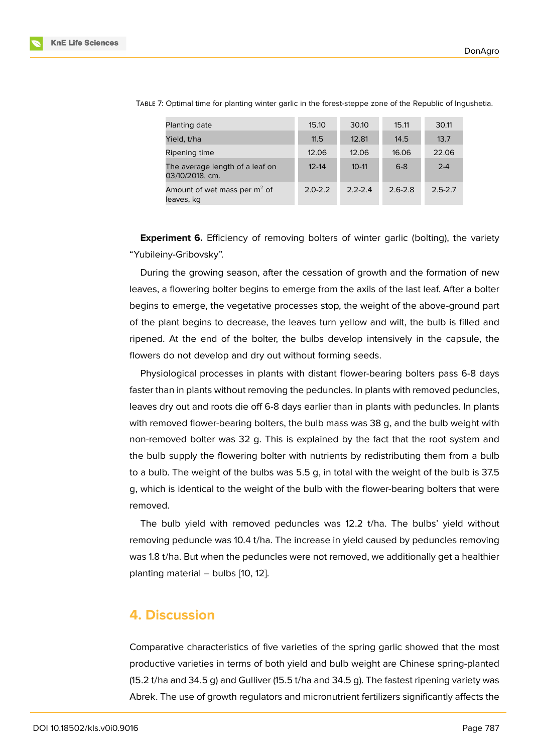Table 7: Optimal time for planting winter garlic in the forest-steppe zone of the Republic of Ingushetia.

| | | | | |
|---|---|---|---|---|
| Planting date | 15.10 | 30.10 | 15.11 | 30.11 |
| Yield, t/ha | 11.5 | 12.81 | 14.5 | 13.7 |
| Ripening time | 12.06 | 12.06 | 16.06 | 22.06 |
| The average length of a leaf on 03/10/2018, cm. | 12-14 | 10-11 | 6-8 | 2-4 |
| Amount of wet mass per $m^2$ of leaves, kg | 2.0-2.2 | 2.2-2.4 | 2.6-2.8 | 2.5-2.7 |

**Experiment 6.** Efficiency of removing bolters of winter garlic (bolting), the variety "Yubileiny-Gribovsky".

During the growing season, after the cessation of growth and the formation of new leaves, a flowering bolter begins to emerge from the axils of the last leaf. After a bolter begins to emerge, the vegetative processes stop, the weight of the above-ground part of the plant begins to decrease, the leaves turn yellow and wilt, the bulb is filled and ripened. At the end of the bolter, the bulbs develop intensively in the capsule, the flowers do not develop and dry out without forming seeds.

Physiological processes in plants with distant flower-bearing bolters pass 6-8 days faster than in plants without removing the peduncles. In plants with removed peduncles, leaves dry out and roots die off 6-8 days earlier than in plants with peduncles. In plants with removed flower-bearing bolters, the bulb mass was 38 g, and the bulb weight with non-removed bolter was 32 g. This is explained by the fact that the root system and the bulb supply the flowering bolter with nutrients by redistributing them from a bulb to a bulb. The weight of the bulbs was 5.5 g, in total with the weight of the bulb is 37.5 g, which is identical to the weight of the bulb with the flower-bearing bolters that were removed.

The bulb yield with removed peduncles was 12.2 t/ha. The bulbs' yield without removing peduncle was 10.4 t/ha. The increase in yield caused by peduncles removing was 1.8 t/ha. But when the peduncles were not removed, we additionally get a healthier planting material – bulbs [10, 12].

## 4. Discussion

Comparative characteristics of five varieties of the spring garlic showed that the most productive varieties in terms of both yield and bulb weight are Chinese spring-planted (15.2 t/ha and 34.5 g) and Gulliver (15.5 t/ha and 34.5 g). The fastest ripening variety was Abrek. The use of growth regulators and micronutrient fertilizers significantly affects the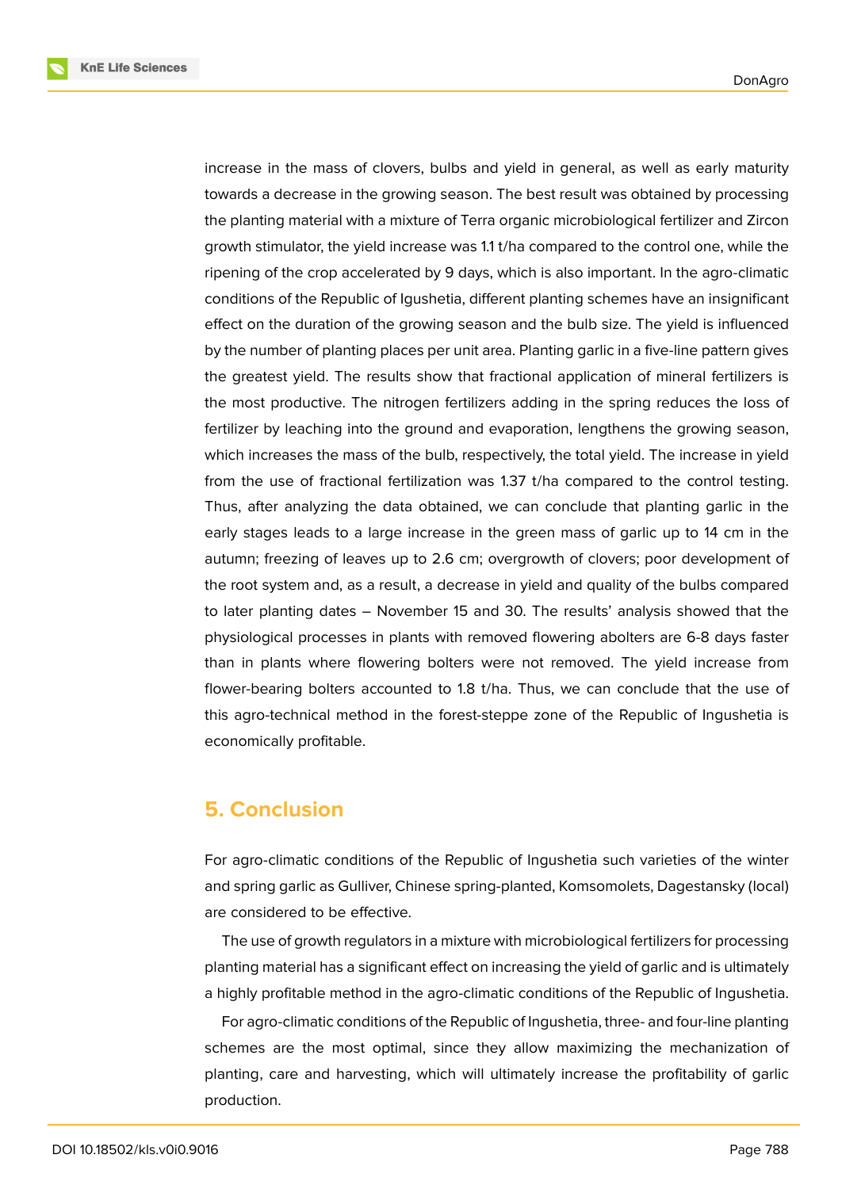increase in the mass of clovers, bulbs and yield in general, as well as early maturity towards a decrease in the growing season. The best result was obtained by processing the planting material with a mixture of Terra organic microbiological fertilizer and Zircon growth stimulator, the yield increase was 1.1 t/ha compared to the control one, while the ripening of the crop accelerated by 9 days, which is also important. In the agro-climatic conditions of the Republic of Igushetia, different planting schemes have an insignificant effect on the duration of the growing season and the bulb size. The yield is influenced by the number of planting places per unit area. Planting garlic in a five-line pattern gives the greatest yield. The results show that fractional application of mineral fertilizers is the most productive. The nitrogen fertilizers adding in the spring reduces the loss of fertilizer by leaching into the ground and evaporation, lengthens the growing season, which increases the mass of the bulb, respectively, the total yield. The increase in yield from the use of fractional fertilization was 1.37 t/ha compared to the control testing. Thus, after analyzing the data obtained, we can conclude that planting garlic in the early stages leads to a large increase in the green mass of garlic up to 14 cm in the autumn; freezing of leaves up to 2.6 cm; overgrowth of clovers; poor development of the root system and, as a result, a decrease in yield and quality of the bulbs compared to later planting dates – November 15 and 30. The results' analysis showed that the physiological processes in plants with removed flowering abolters are 6-8 days faster than in plants where flowering bolters were not removed. The yield increase from flower-bearing bolters accounted to 1.8 t/ha. Thus, we can conclude that the use of this agro-technical method in the forest-steppe zone of the Republic of Ingushetia is economically profitable.

## 5. Conclusion

For agro-climatic conditions of the Republic of Ingushetia such varieties of the winter and spring garlic as Gulliver, Chinese spring-planted, Komsomolets, Dagestansky (local) are considered to be effective.

The use of growth regulators in a mixture with microbiological fertilizers for processing planting material has a significant effect on increasing the yield of garlic and is ultimately a highly profitable method in the agro-climatic conditions of the Republic of Ingushetia.

For agro-climatic conditions of the Republic of Ingushetia, three- and four-line planting schemes are the most optimal, since they allow maximizing the mechanization of planting, care and harvesting, which will ultimately increase the profitability of garlic production.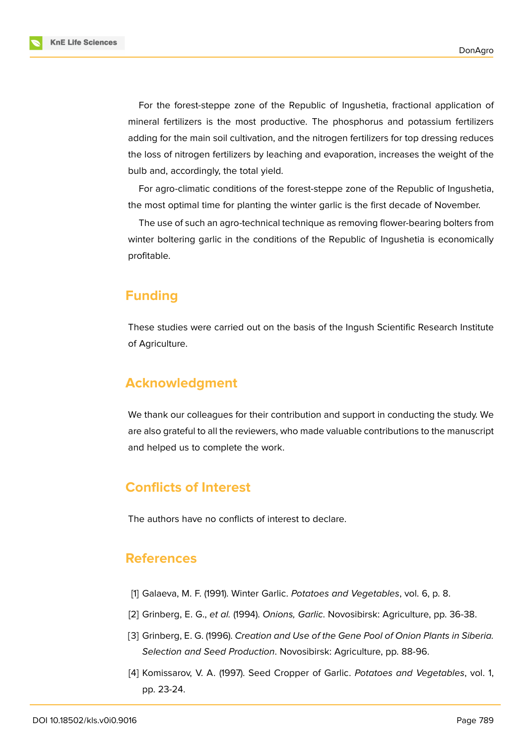For the forest-steppe zone of the Republic of Ingushetia, fractional application of mineral fertilizers is the most productive. The phosphorus and potassium fertilizers adding for the main soil cultivation, and the nitrogen fertilizers for top dressing reduces the loss of nitrogen fertilizers by leaching and evaporation, increases the weight of the bulb and, accordingly, the total yield.

For agro-climatic conditions of the forest-steppe zone of the Republic of Ingushetia, the most optimal time for planting the winter garlic is the first decade of November.

The use of such an agro-technical technique as removing flower-bearing bolters from winter boltering garlic in the conditions of the Republic of Ingushetia is economically profitable.

## Funding

These studies were carried out on the basis of the Ingush Scientific Research Institute of Agriculture.

## Acknowledgment

We thank our colleagues for their contribution and support in conducting the study. We are also grateful to all the reviewers, who made valuable contributions to the manuscript and helped us to complete the work.

## Conflicts of Interest

The authors have no conflicts of interest to declare.

## References

[1] Galaeva, M. F. (1991). Winter Garlic. *Potatoes and Vegetables*, vol. 6, p. 8.

[2] Grinberg, E. G., *et al.* (1994). *Onions, Garlic*. Novosibirsk: Agriculture, pp. 36-38.

[3] Grinberg, E. G. (1996). *Creation and Use of the Gene Pool of Onion Plants in Siberia. Selection and Seed Production*. Novosibirsk: Agriculture, pp. 88-96.

[4] Komissarov, V. A. (1997). Seed Cropper of Garlic. *Potatoes and Vegetables*, vol. 1, pp. 23-24.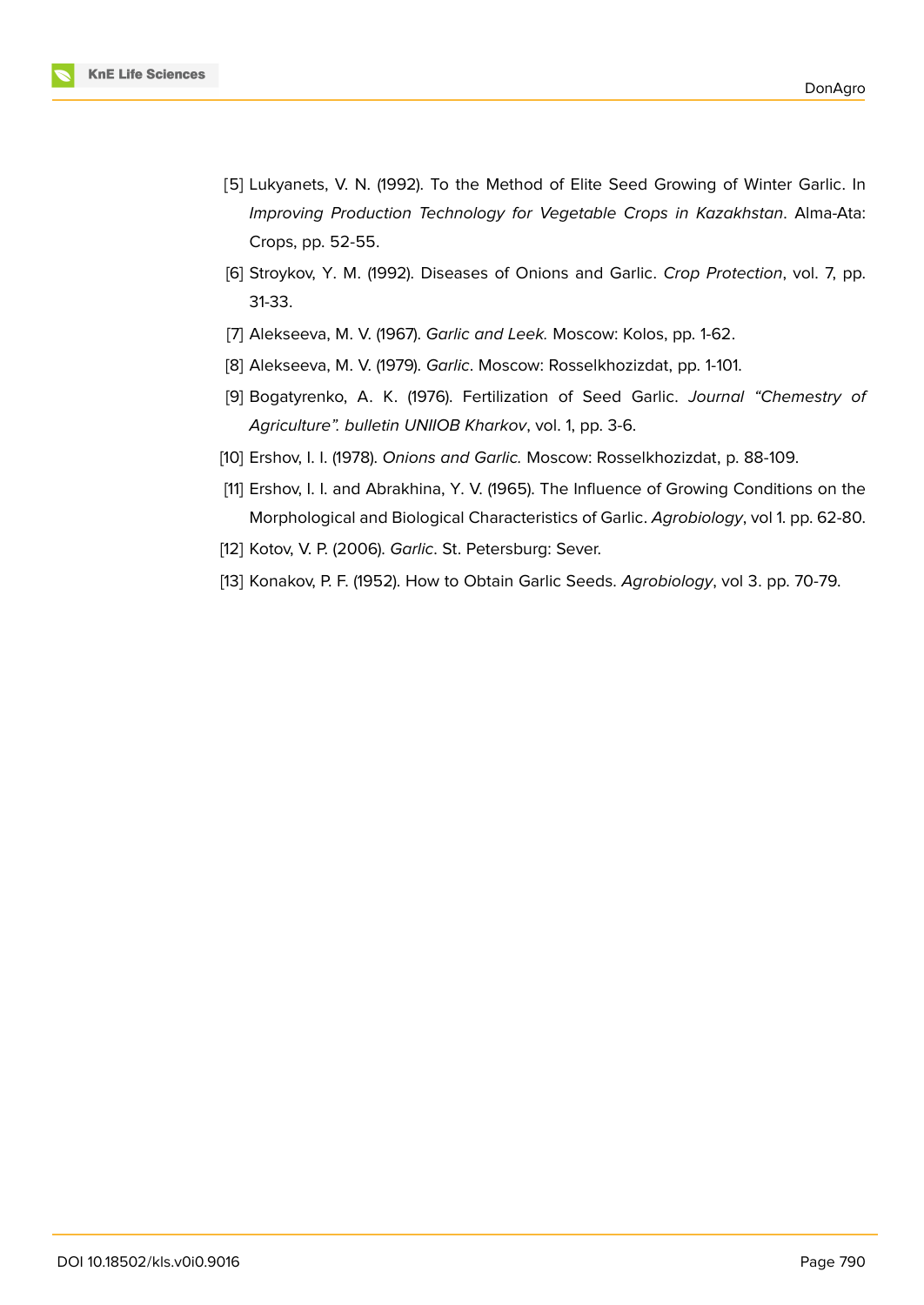[5] Lukyanets, V. N. (1992). To the Method of Elite Seed Growing of Winter Garlic. In *Improving Production Technology for Vegetable Crops in Kazakhstan*. Alma-Ata: Crops, pp. 52-55.

[6] Stroykov, Y. M. (1992). Diseases of Onions and Garlic. *Crop Protection*, vol. 7, pp. 31-33.

[7] Alekseeva, M. V. (1967). *Garlic and Leek.* Moscow: Kolos, pp. 1-62.

[8] Alekseeva, M. V. (1979). *Garlic*. Moscow: Rosselkhozizdat, pp. 1-101.

[9] Bogatyrenko, A. K. (1976). Fertilization of Seed Garlic. *Journal "Chemestry of Agriculture". bulletin UNIIOB Kharkov*, vol. 1, pp. 3-6.

[10] Ershov, I. I. (1978). *Onions and Garlic.* Moscow: Rosselkhozizdat, p. 88-109.

[11] Ershov, I. I. and Abrakhina, Y. V. (1965). The Influence of Growing Conditions on the Morphological and Biological Characteristics of Garlic. *Agrobiology*, vol 1. pp. 62-80.

[12] Kotov, V. P. (2006). *Garlic*. St. Petersburg: Sever.

[13] Konakov, P. F. (1952). How to Obtain Garlic Seeds. *Agrobiology*, vol 3. pp. 70-79.